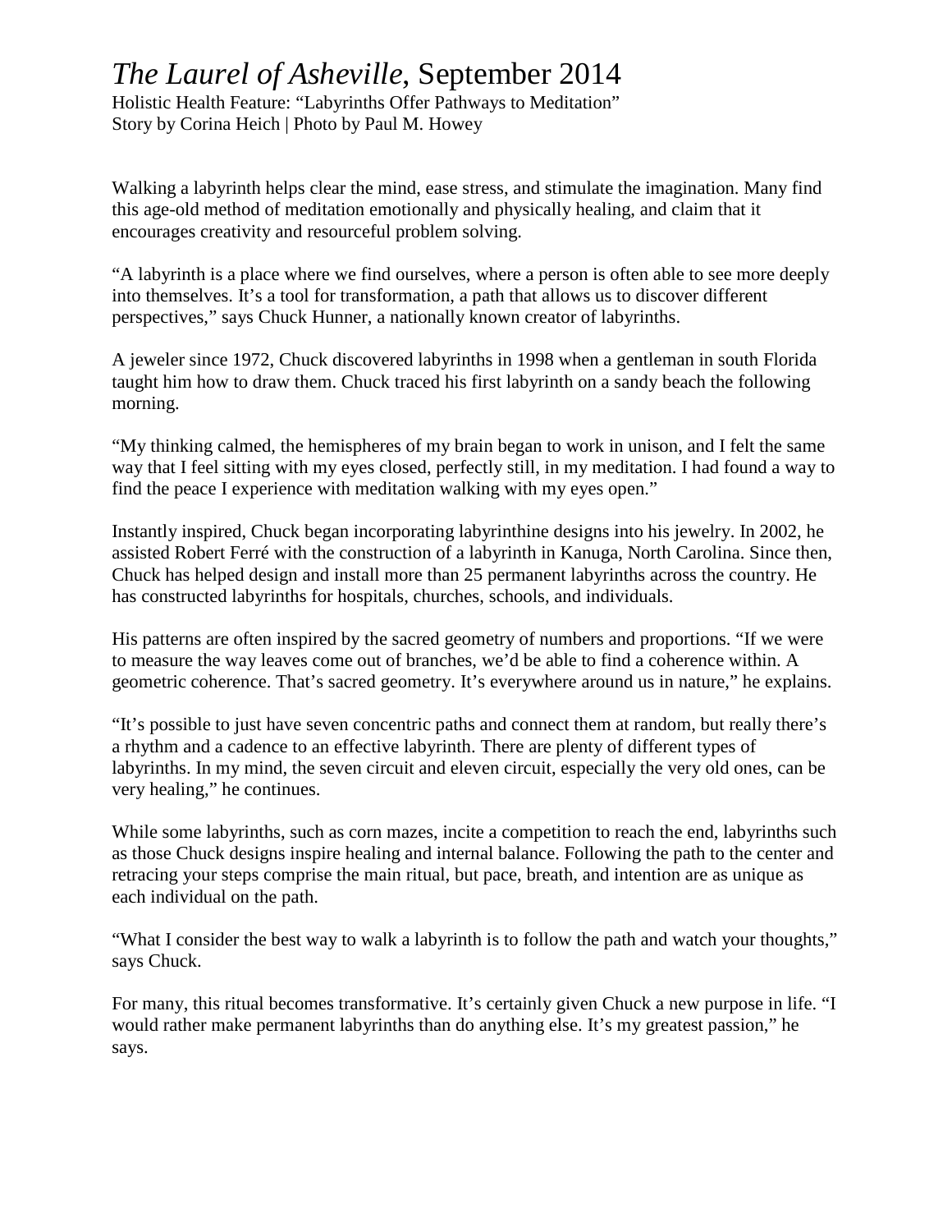# *The Laurel of Asheville*, September 2014

Holistic Health Feature: "Labyrinths Offer Pathways to Meditation"
Story by Corina Heich | Photo by Paul M. Howey

Walking a labyrinth helps clear the mind, ease stress, and stimulate the imagination. Many find this age-old method of meditation emotionally and physically healing, and claim that it encourages creativity and resourceful problem solving.

"A labyrinth is a place where we find ourselves, where a person is often able to see more deeply into themselves. It's a tool for transformation, a path that allows us to discover different perspectives," says Chuck Hunner, a nationally known creator of labyrinths.

A jeweler since 1972, Chuck discovered labyrinths in 1998 when a gentleman in south Florida taught him how to draw them. Chuck traced his first labyrinth on a sandy beach the following morning.

"My thinking calmed, the hemispheres of my brain began to work in unison, and I felt the same way that I feel sitting with my eyes closed, perfectly still, in my meditation. I had found a way to find the peace I experience with meditation walking with my eyes open."

Instantly inspired, Chuck began incorporating labyrinthine designs into his jewelry. In 2002, he assisted Robert Ferré with the construction of a labyrinth in Kanuga, North Carolina. Since then, Chuck has helped design and install more than 25 permanent labyrinths across the country. He has constructed labyrinths for hospitals, churches, schools, and individuals.

His patterns are often inspired by the sacred geometry of numbers and proportions. "If we were to measure the way leaves come out of branches, we'd be able to find a coherence within. A geometric coherence. That's sacred geometry. It's everywhere around us in nature," he explains.

"It's possible to just have seven concentric paths and connect them at random, but really there's a rhythm and a cadence to an effective labyrinth. There are plenty of different types of labyrinths. In my mind, the seven circuit and eleven circuit, especially the very old ones, can be very healing," he continues.

While some labyrinths, such as corn mazes, incite a competition to reach the end, labyrinths such as those Chuck designs inspire healing and internal balance. Following the path to the center and retracing your steps comprise the main ritual, but pace, breath, and intention are as unique as each individual on the path.

"What I consider the best way to walk a labyrinth is to follow the path and watch your thoughts," says Chuck.

For many, this ritual becomes transformative. It's certainly given Chuck a new purpose in life. "I would rather make permanent labyrinths than do anything else. It's my greatest passion," he says.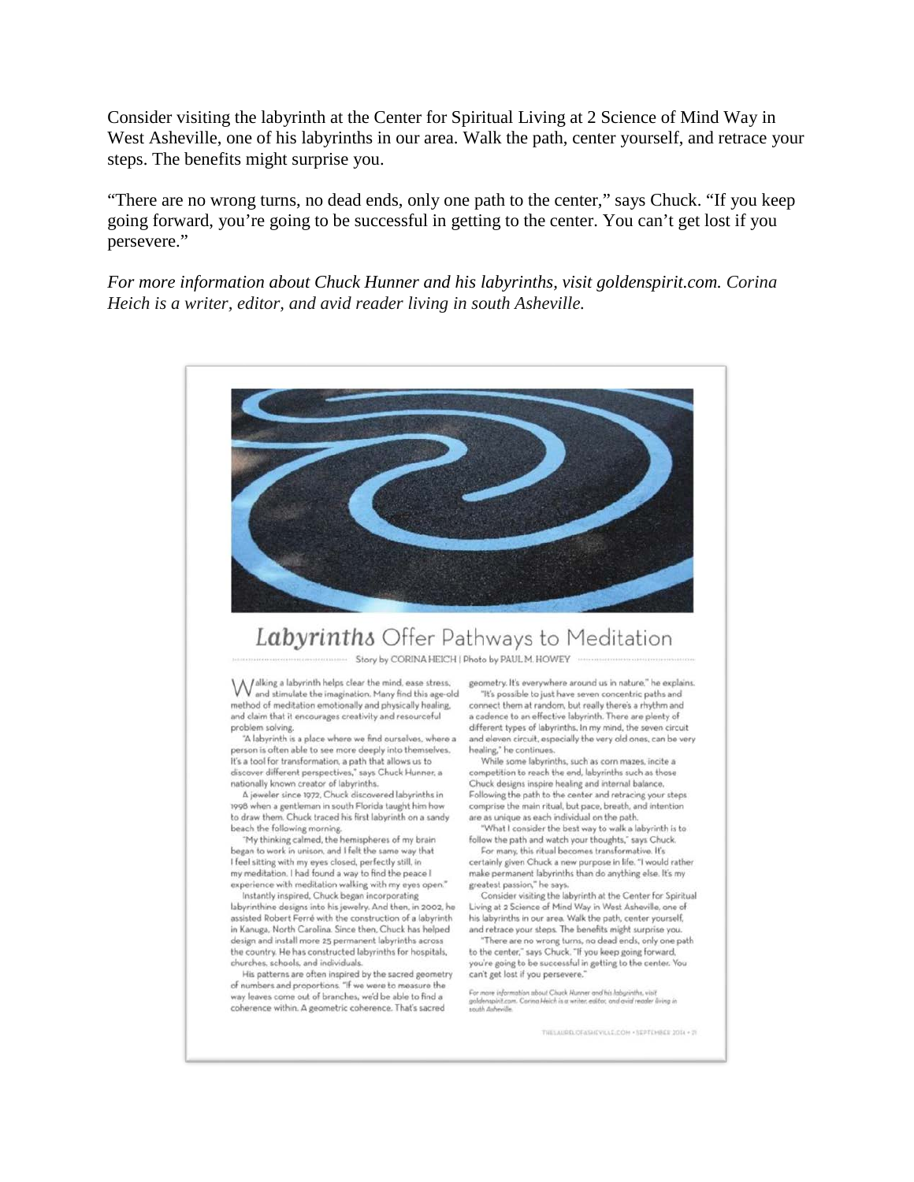Consider visiting the labyrinth at the Center for Spiritual Living at 2 Science of Mind Way in West Asheville, one of his labyrinths in our area. Walk the path, center yourself, and retrace your steps. The benefits might surprise you.

"There are no wrong turns, no dead ends, only one path to the center," says Chuck. "If you keep going forward, you're going to be successful in getting to the center. You can't get lost if you persevere."

*For more information about Chuck Hunner and his labyrinths, visit goldenspirit.com. Corina Heich is a writer, editor, and avid reader living in south Asheville.*

# *Labyrinths* Offer Pathways to Meditation

Story by CORINA HEICH | Photo by PAUL M. HOWEY

Walking a labyrinth helps clear the mind, ease stress, and stimulate the imagination. Many find this age-old method of meditation emotionally and physically healing, and claim that it encourages creativity and resourceful problem solving.

"A labyrinth is a place where we find ourselves, where a person is often able to see more deeply into themselves. It's a tool for transformation, a path that allows us to discover different perspectives," says Chuck Hunner, a nationally known creator of labyrinths.

A jeweler since 1972, Chuck discovered labyrinths in 1998 when a gentleman in south Florida taught him how to draw them. Chuck traced his first labyrinth on a sandy beach the following morning.

"My thinking calmed, the hemispheres of my brain began to work in unison, and I felt the same way that I feel sitting with my eyes closed, perfectly still, in my meditation. I had found a way to find the peace I experience with meditation walking with my eyes open."

Instantly inspired, Chuck began incorporating labyrinthine designs into his jewelry. And then, in 2002, he assisted Robert Ferré with the construction of a labyrinth in Kanuga, North Carolina. Since then, Chuck has helped design and install more 25 permanent labyrinths across the country. He has constructed labyrinths for hospitals, churches, schools, and individuals.

His patterns are often inspired by the sacred geometry of numbers and proportions. "If we were to measure the way leaves come out of branches, we'd be able to find a coherence within. A geometric coherence. That's sacred geometry. It's everywhere around us in nature," he explains.

"It's possible to just have seven concentric paths and connect them at random, but really there's a rhythm and a cadence to an effective labyrinth. There are plenty of different types of labyrinths. In my mind, the seven circuit and eleven circuit, especially the very old ones, can be very healing," he continues.

While some labyrinths, such as corn mazes, incite a competition to reach the end, labyrinths such as those Chuck designs inspire healing and internal balance. Following the path to the center and retracing your steps comprise the main ritual, but pace, breath, and intention are as unique as each individual on the path.

"What I consider the best way to walk a labyrinth is to follow the path and watch your thoughts," says Chuck.

For many, this ritual becomes transformative. It's certainly given Chuck a new purpose in life. "I would rather make permanent labyrinths than do anything else. It's my greatest passion," he says.

Consider visiting the labyrinth at the Center for Spiritual Living at 2 Science of Mind Way in West Asheville, one of his labyrinths in our area. Walk the path, center yourself, and retrace your steps. The benefits might surprise you.

"There are no wrong turns, no dead ends, only one path to the center," says Chuck. "If you keep going forward, you're going to be successful in getting to the center. You can't get lost if you persevere."

*For more information about Chuck Hunner and his labyrinths, visit goldenspirit.com. Corina Heich is a writer, editor, and avid reader living in south Asheville.*